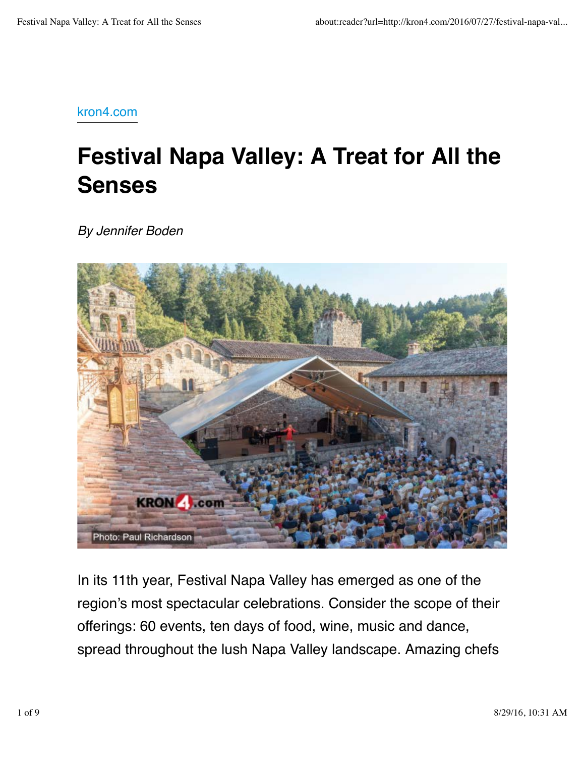kron4.com

# Festival Napa Valley: A Treat for All the Senses

*By Jennifer Boden*

Photo: Paul Richardson

In its 11th year, Festival Napa Valley has emerged as one of the region's most spectacular celebrations. Consider the scope of their offerings: 60 events, ten days of food, wine, music and dance, spread throughout the lush Napa Valley landscape. Amazing chefs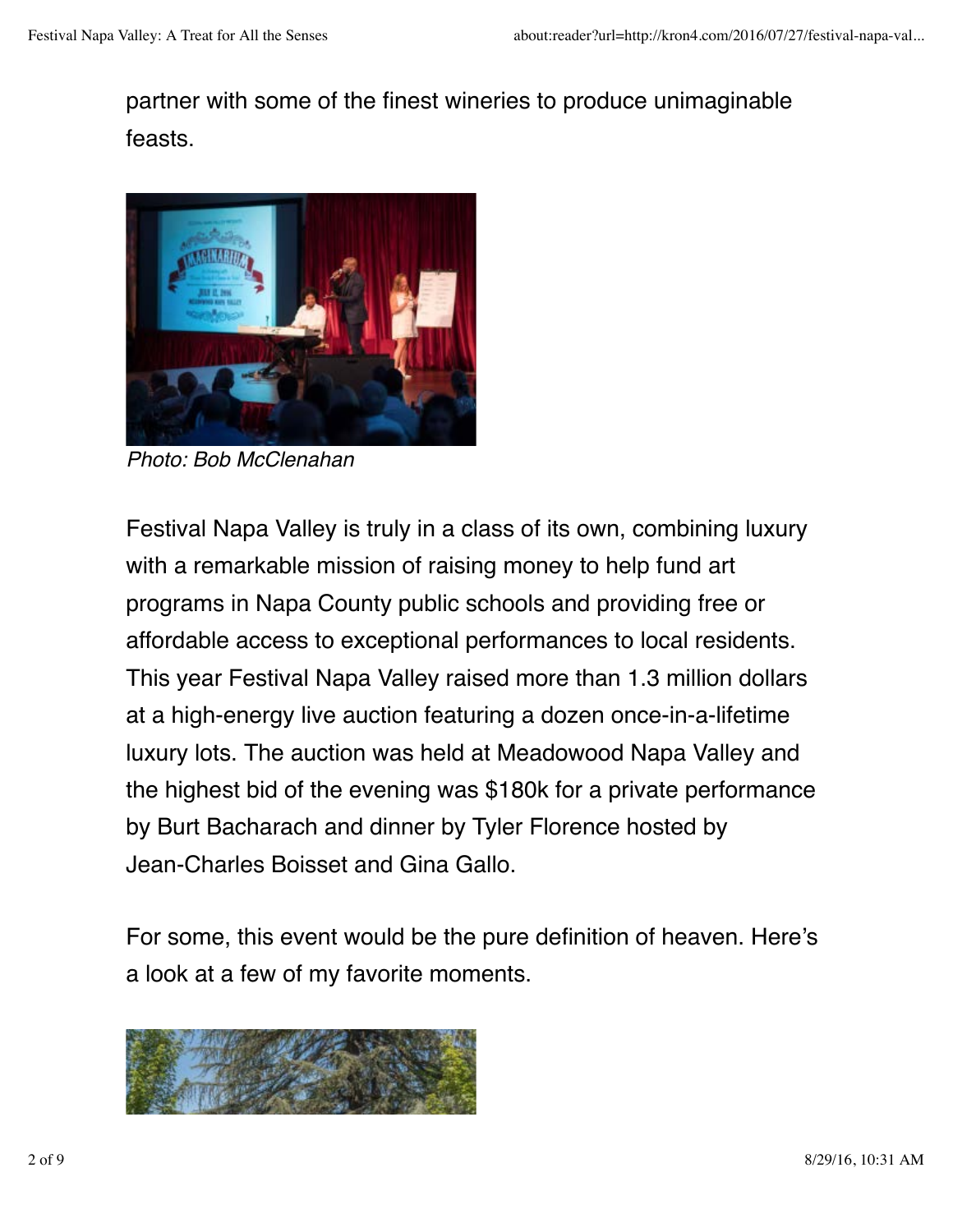partner with some of the finest wineries to produce unimaginable feasts.

*Photo: Bob McClenahan*

Festival Napa Valley is truly in a class of its own, combining luxury with a remarkable mission of raising money to help fund art programs in Napa County public schools and providing free or affordable access to exceptional performances to local residents. This year Festival Napa Valley raised more than 1.3 million dollars at a high-energy live auction featuring a dozen once-in-a-lifetime luxury lots. The auction was held at Meadowood Napa Valley and the highest bid of the evening was $180k for a private performance by Burt Bacharach and dinner by Tyler Florence hosted by Jean-Charles Boisset and Gina Gallo.

For some, this event would be the pure definition of heaven. Here's a look at a few of my favorite moments.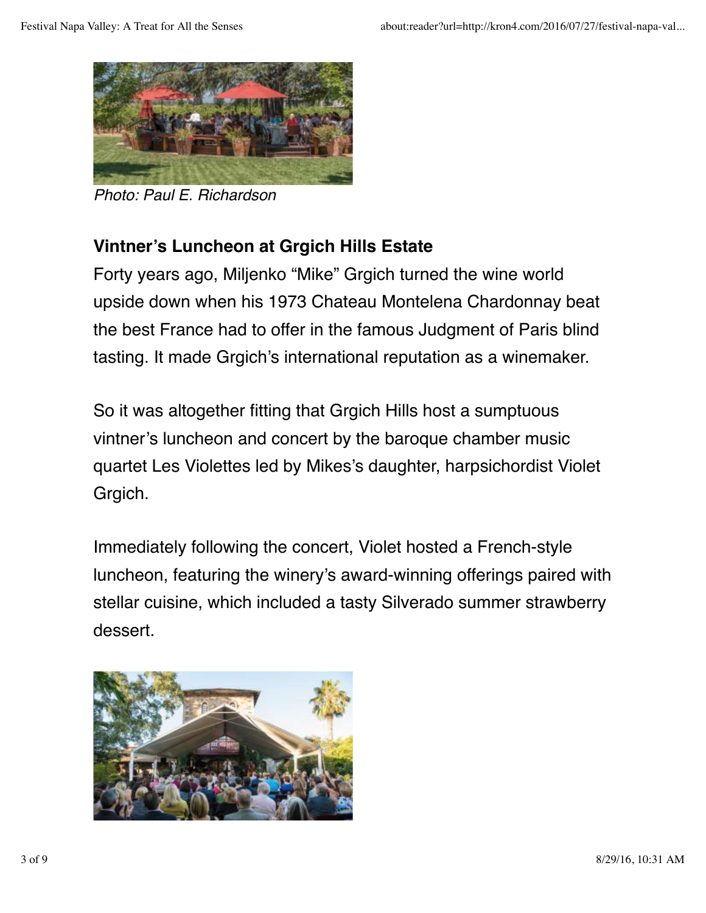*Photo: Paul E. Richardson*

**Vintner's Luncheon at Grgich Hills Estate**

Forty years ago, Miljenko "Mike" Grgich turned the wine world upside down when his 1973 Chateau Montelena Chardonnay beat the best France had to offer in the famous Judgment of Paris blind tasting. It made Grgich's international reputation as a winemaker.

So it was altogether fitting that Grgich Hills host a sumptuous vintner's luncheon and concert by the baroque chamber music quartet Les Violettes led by Mikes's daughter, harpsichordist Violet Grgich.

Immediately following the concert, Violet hosted a French-style luncheon, featuring the winery's award-winning offerings paired with stellar cuisine, which included a tasty Silverado summer strawberry dessert.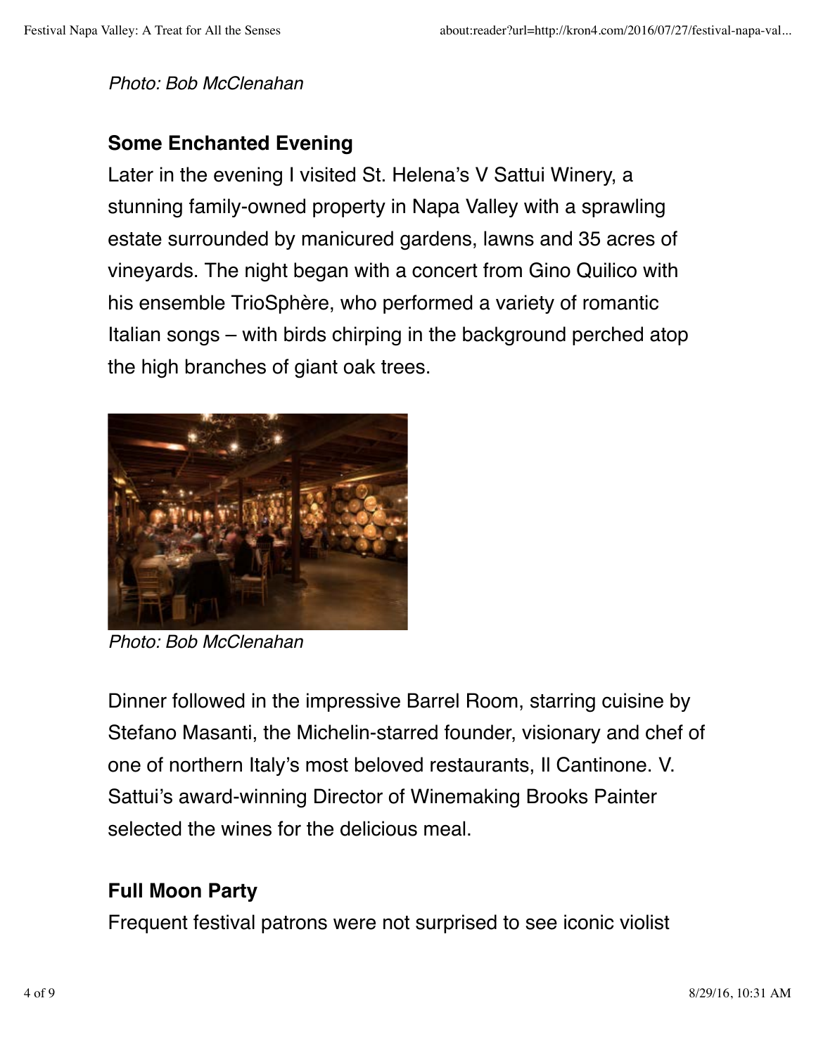*Photo: Bob McClenahan*

### Some Enchanted Evening

Later in the evening I visited St. Helena's V Sattui Winery, a stunning family-owned property in Napa Valley with a sprawling estate surrounded by manicured gardens, lawns and 35 acres of vineyards. The night began with a concert from Gino Quilico with his ensemble TrioSphère, who performed a variety of romantic Italian songs – with birds chirping in the background perched atop the high branches of giant oak trees.

*Photo: Bob McClenahan*

Dinner followed in the impressive Barrel Room, starring cuisine by Stefano Masanti, the Michelin-starred founder, visionary and chef of one of northern Italy's most beloved restaurants, Il Cantinone. V. Sattui's award-winning Director of Winemaking Brooks Painter selected the wines for the delicious meal.

### Full Moon Party

Frequent festival patrons were not surprised to see iconic violist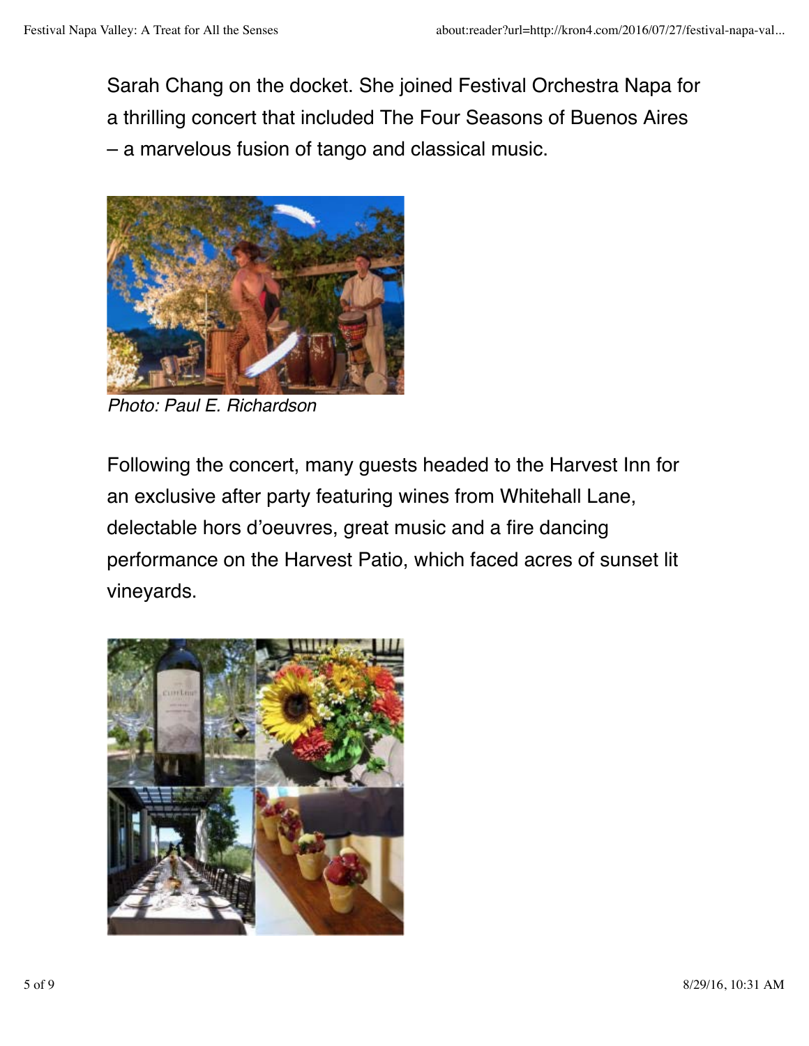Sarah Chang on the docket. She joined Festival Orchestra Napa for a thrilling concert that included The Four Seasons of Buenos Aires – a marvelous fusion of tango and classical music.

*Photo: Paul E. Richardson*

Following the concert, many guests headed to the Harvest Inn for an exclusive after party featuring wines from Whitehall Lane, delectable hors d'oeuvres, great music and a fire dancing performance on the Harvest Patio, which faced acres of sunset lit vineyards.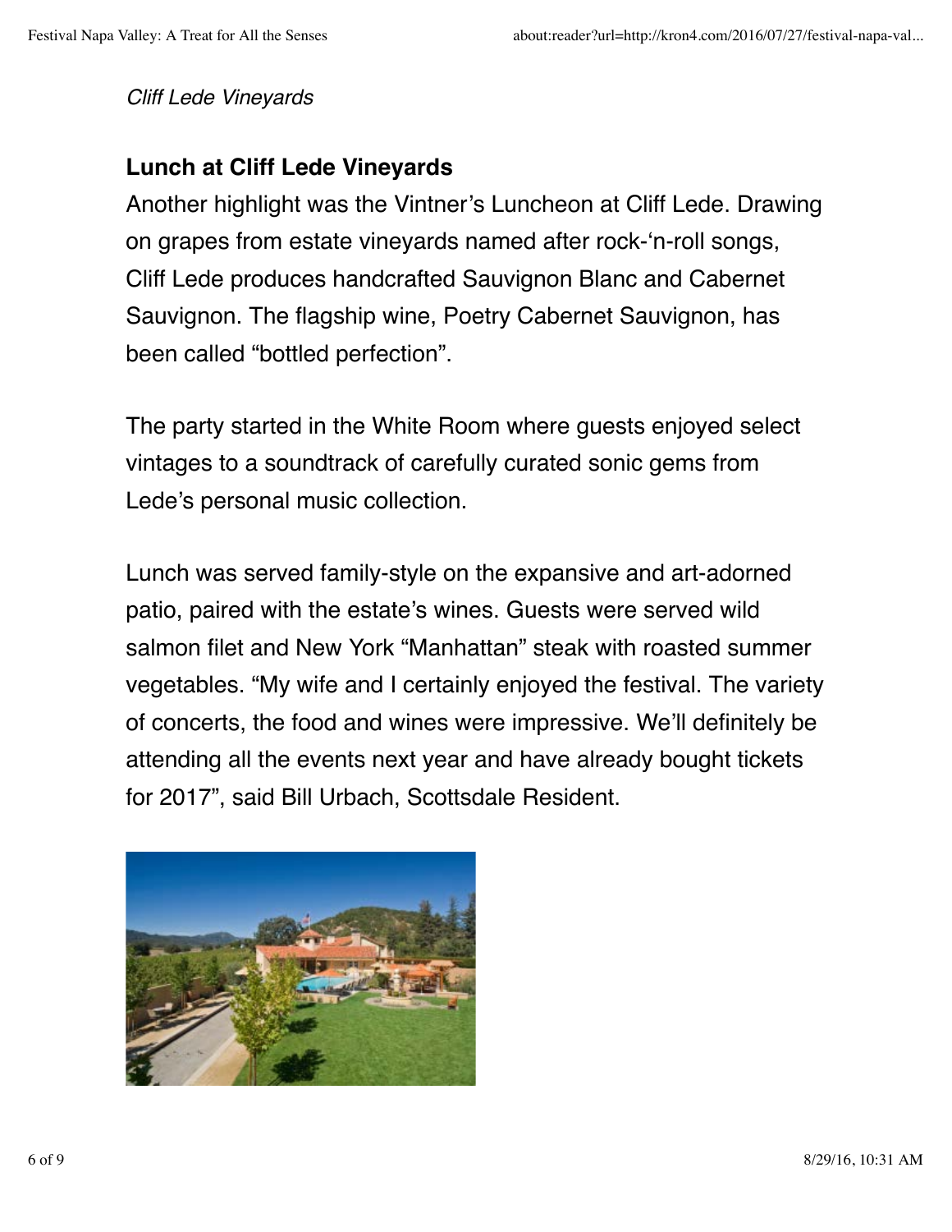*Cliff Lede Vineyards*

**Lunch at Cliff Lede Vineyards**

Another highlight was the Vintner's Luncheon at Cliff Lede. Drawing on grapes from estate vineyards named after rock-'n-roll songs, Cliff Lede produces handcrafted Sauvignon Blanc and Cabernet Sauvignon. The flagship wine, Poetry Cabernet Sauvignon, has been called "bottled perfection".

The party started in the White Room where guests enjoyed select vintages to a soundtrack of carefully curated sonic gems from Lede's personal music collection.

Lunch was served family-style on the expansive and art-adorned patio, paired with the estate's wines. Guests were served wild salmon filet and New York "Manhattan" steak with roasted summer vegetables. "My wife and I certainly enjoyed the festival. The variety of concerts, the food and wines were impressive. We'll definitely be attending all the events next year and have already bought tickets for 2017", said Bill Urbach, Scottsdale Resident.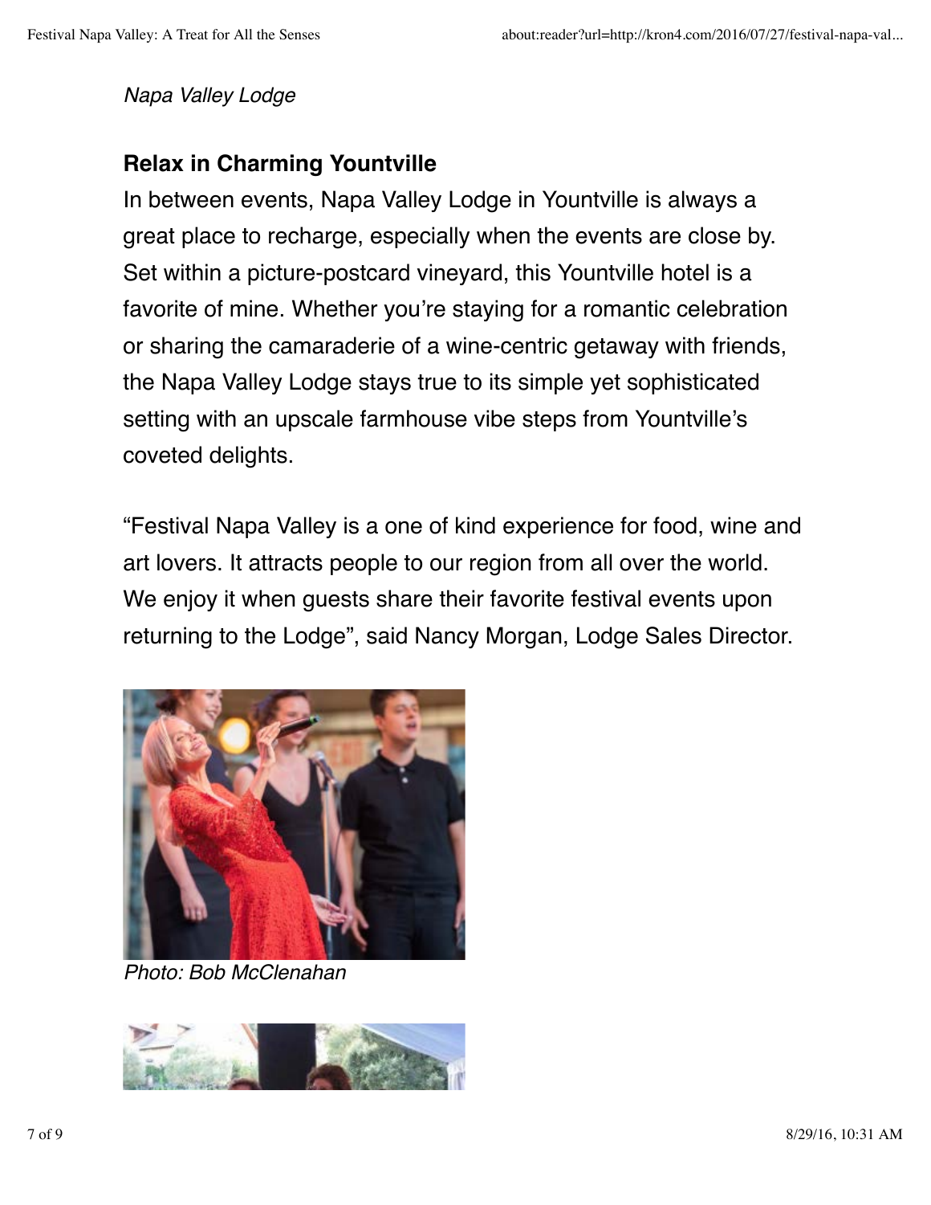*Napa Valley Lodge*

**Relax in Charming Yountville**

In between events, Napa Valley Lodge in Yountville is always a great place to recharge, especially when the events are close by. Set within a picture-postcard vineyard, this Yountville hotel is a favorite of mine. Whether you're staying for a romantic celebration or sharing the camaraderie of a wine-centric getaway with friends, the Napa Valley Lodge stays true to its simple yet sophisticated setting with an upscale farmhouse vibe steps from Yountville's coveted delights.

"Festival Napa Valley is a one of kind experience for food, wine and art lovers. It attracts people to our region from all over the world. We enjoy it when guests share their favorite festival events upon returning to the Lodge", said Nancy Morgan, Lodge Sales Director.

*Photo: Bob McClenahan*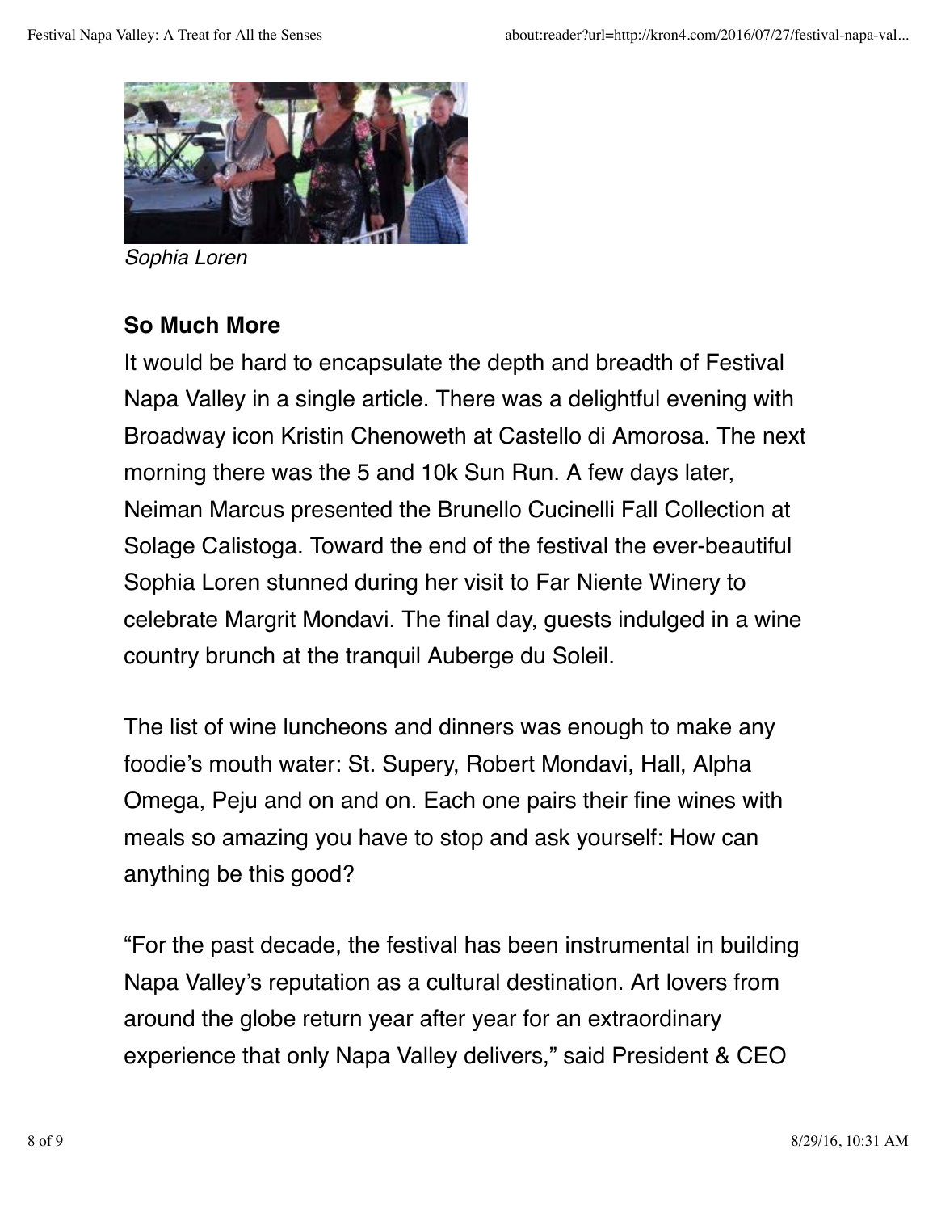*Sophia Loren*

### So Much More

It would be hard to encapsulate the depth and breadth of Festival Napa Valley in a single article. There was a delightful evening with Broadway icon Kristin Chenoweth at Castello di Amorosa. The next morning there was the 5 and 10k Sun Run. A few days later, Neiman Marcus presented the Brunello Cucinelli Fall Collection at Solage Calistoga. Toward the end of the festival the ever-beautiful Sophia Loren stunned during her visit to Far Niente Winery to celebrate Margrit Mondavi. The final day, guests indulged in a wine country brunch at the tranquil Auberge du Soleil.

The list of wine luncheons and dinners was enough to make any foodie's mouth water: St. Supery, Robert Mondavi, Hall, Alpha Omega, Peju and on and on. Each one pairs their fine wines with meals so amazing you have to stop and ask yourself: How can anything be this good?

"For the past decade, the festival has been instrumental in building Napa Valley's reputation as a cultural destination. Art lovers from around the globe return year after year for an extraordinary experience that only Napa Valley delivers," said President & CEO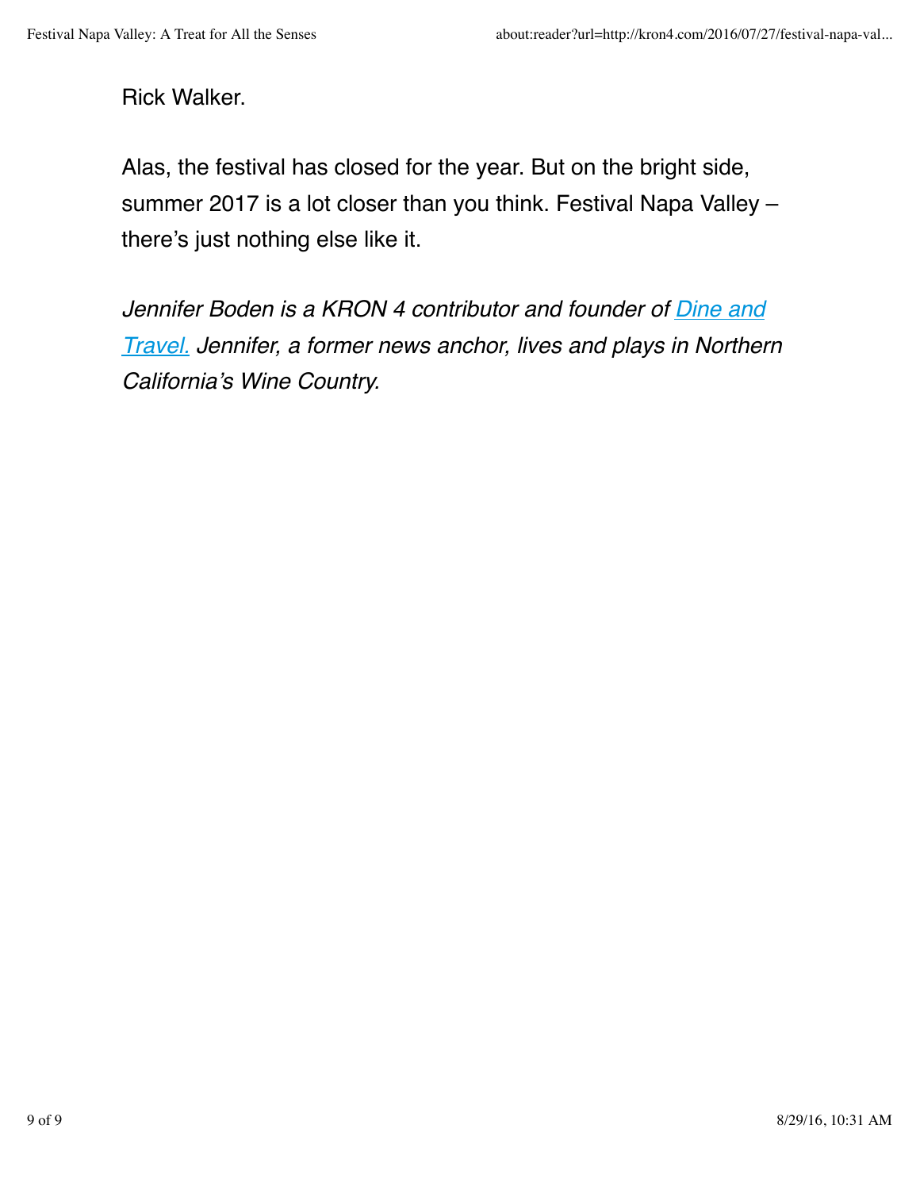Rick Walker.

Alas, the festival has closed for the year. But on the bright side, summer 2017 is a lot closer than you think. Festival Napa Valley – there's just nothing else like it.

*Jennifer Boden is a KRON 4 contributor and founder of [Dine and Travel.](#) Jennifer, a former news anchor, lives and plays in Northern California's Wine Country.*